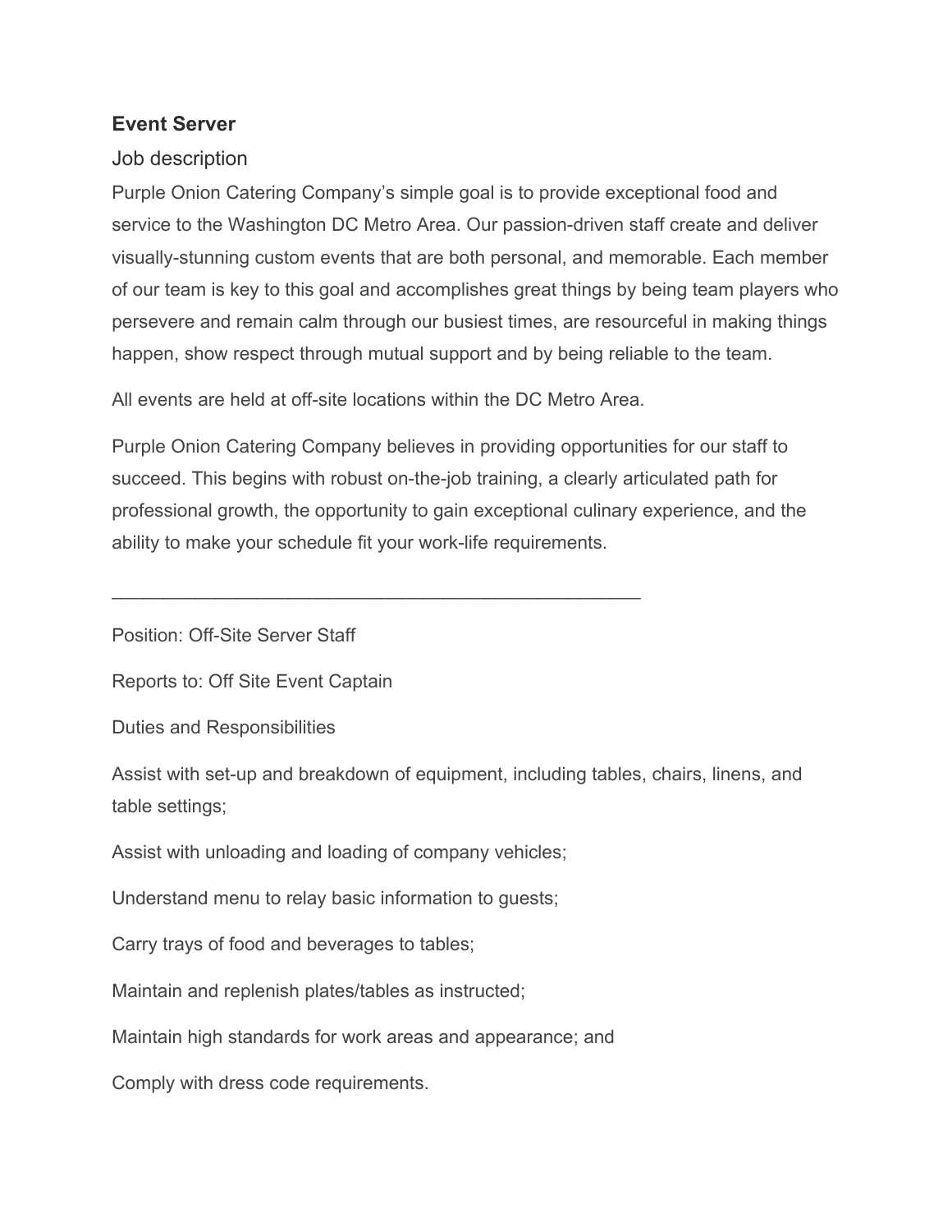**Event Server**

Job description

Purple Onion Catering Company's simple goal is to provide exceptional food and service to the Washington DC Metro Area. Our passion-driven staff create and deliver visually-stunning custom events that are both personal, and memorable. Each member of our team is key to this goal and accomplishes great things by being team players who persevere and remain calm through our busiest times, are resourceful in making things happen, show respect through mutual support and by being reliable to the team.

All events are held at off-site locations within the DC Metro Area.

Purple Onion Catering Company believes in providing opportunities for our staff to succeed. This begins with robust on-the-job training, a clearly articulated path for professional growth, the opportunity to gain exceptional culinary experience, and the ability to make your schedule fit your work-life requirements.

---

Position: Off-Site Server Staff

Reports to: Off Site Event Captain

Duties and Responsibilities

Assist with set-up and breakdown of equipment, including tables, chairs, linens, and table settings;

Assist with unloading and loading of company vehicles;

Understand menu to relay basic information to guests;

Carry trays of food and beverages to tables;

Maintain and replenish plates/tables as instructed;

Maintain high standards for work areas and appearance; and

Comply with dress code requirements.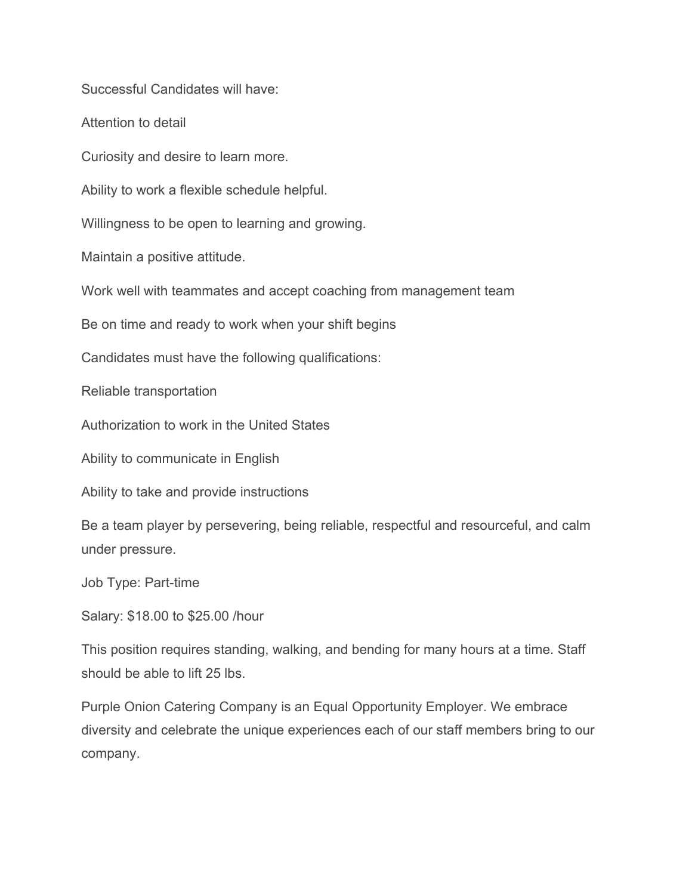Successful Candidates will have:

Attention to detail

Curiosity and desire to learn more.

Ability to work a flexible schedule helpful.

Willingness to be open to learning and growing.

Maintain a positive attitude.

Work well with teammates and accept coaching from management team

Be on time and ready to work when your shift begins

Candidates must have the following qualifications:

Reliable transportation

Authorization to work in the United States

Ability to communicate in English

Ability to take and provide instructions

Be a team player by persevering, being reliable, respectful and resourceful, and calm under pressure.

Job Type: Part-time

Salary: $18.00 to $25.00 /hour

This position requires standing, walking, and bending for many hours at a time. Staff should be able to lift 25 lbs.

Purple Onion Catering Company is an Equal Opportunity Employer. We embrace diversity and celebrate the unique experiences each of our staff members bring to our company.